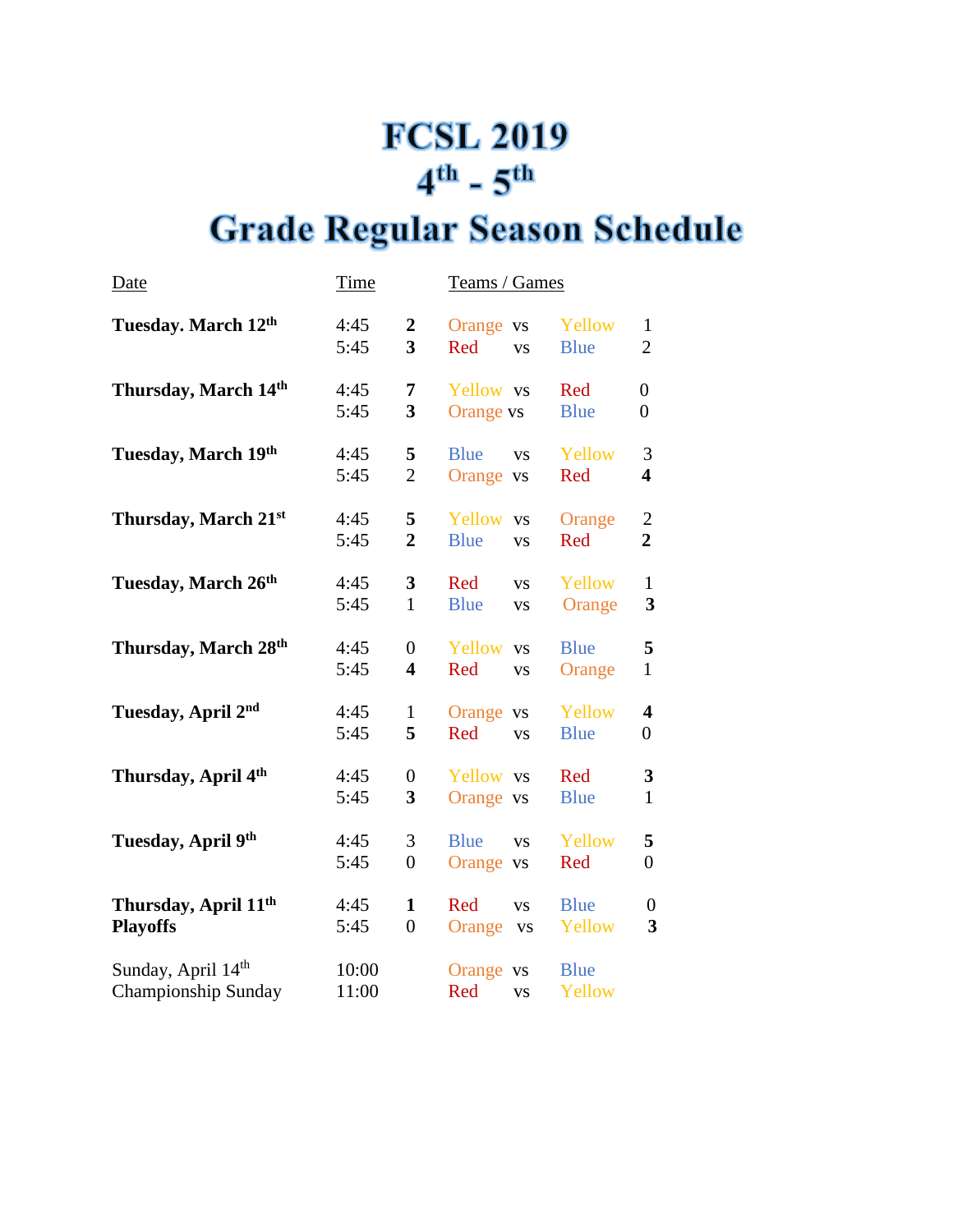# FCSL 2019
# $4^{th}$ - $5^{th}$
# Grade Regular Season Schedule

| Date | Time | | Teams / Games | | | |
|---|---|---|---|---|---|---|
| **Tuesday. March 12th** | 4:45 | **2** | Orange | vs | Yellow | 1 |
| | 5:45 | **3** | Red | vs | Blue | 2 |
| **Thursday, March 14th** | 4:45 | **7** | Yellow | vs | Red | 0 |
| | 5:45 | **3** | Orange | vs | Blue | 0 |
| **Tuesday, March 19th** | 4:45 | **5** | Blue | vs | Yellow | 3 |
| | 5:45 | 2 | Orange | vs | Red | **4** |
| **Thursday, March 21st** | 4:45 | **5** | Yellow | vs | Orange | 2 |
| | 5:45 | **2** | Blue | vs | Red | **2** |
| **Tuesday, March 26th** | 4:45 | **3** | Red | vs | Yellow | 1 |
| | 5:45 | 1 | Blue | vs | Orange | **3** |
| **Thursday, March 28th** | 4:45 | 0 | Yellow | vs | Blue | **5** |
| | 5:45 | **4** | Red | vs | Orange | 1 |
| **Tuesday, April 2nd** | 4:45 | 1 | Orange | vs | Yellow | **4** |
| | 5:45 | **5** | Red | vs | Blue | 0 |
| **Thursday, April 4th** | 4:45 | 0 | Yellow | vs | Red | **3** |
| | 5:45 | **3** | Orange | vs | Blue | 1 |
| **Tuesday, April 9th** | 4:45 | 3 | Blue | vs | Yellow | **5** |
| | 5:45 | 0 | Orange | vs | Red | 0 |
| **Thursday, April 11th** | 4:45 | **1** | Red | vs | Blue | 0 |
| **Playoffs** | 5:45 | 0 | Orange | vs | Yellow | **3** |
| Sunday, April 14th | 10:00 | | Orange | vs | Blue | |
| Championship Sunday | 11:00 | | Red | vs | Yellow | |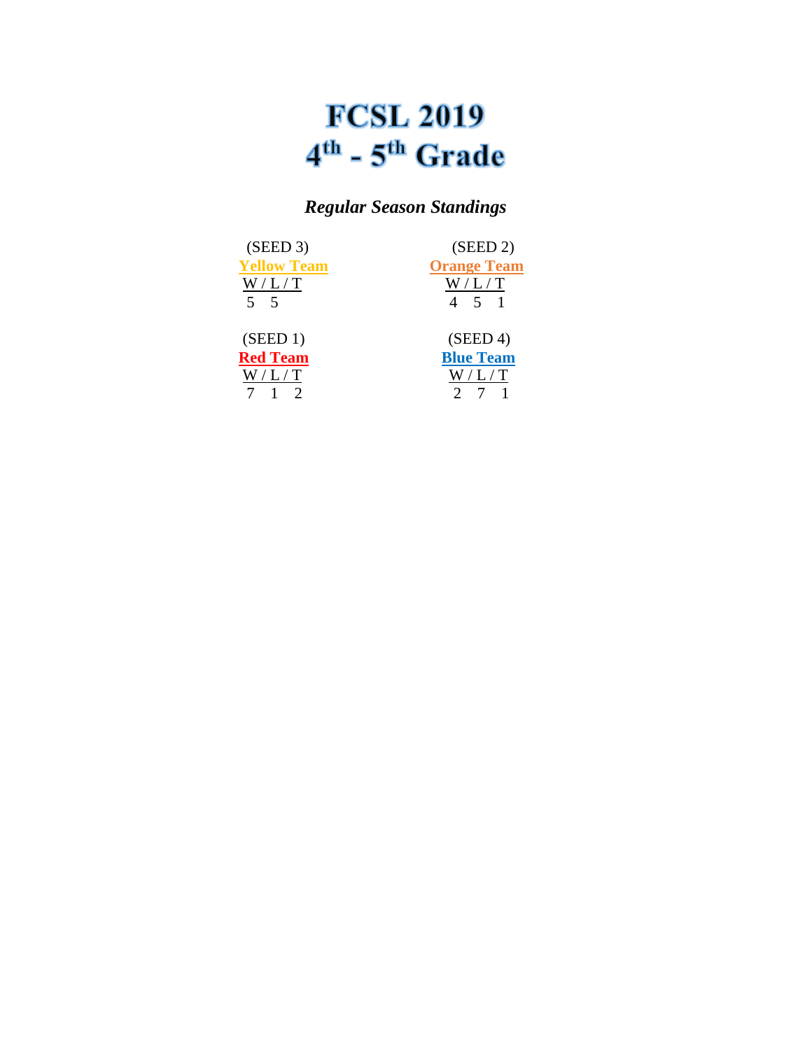# FCSL 2019
# $4^{th}$ - $5^{th}$ Grade

***Regular Season Standings***

(SEED 3)
**Yellow Team**

| W | L | T |
|---|---|---|
| 5 | 5 | |

(SEED 2)
**Orange Team**

| W | L | T |
|---|---|---|
| 4 | 5 | 1 |

(SEED 1)
**Red Team**

| W | L | T |
|---|---|---|
| 7 | 1 | 2 |

(SEED 4)
**Blue Team**

| W | L | T |
|---|---|---|
| 2 | 7 | 1 |